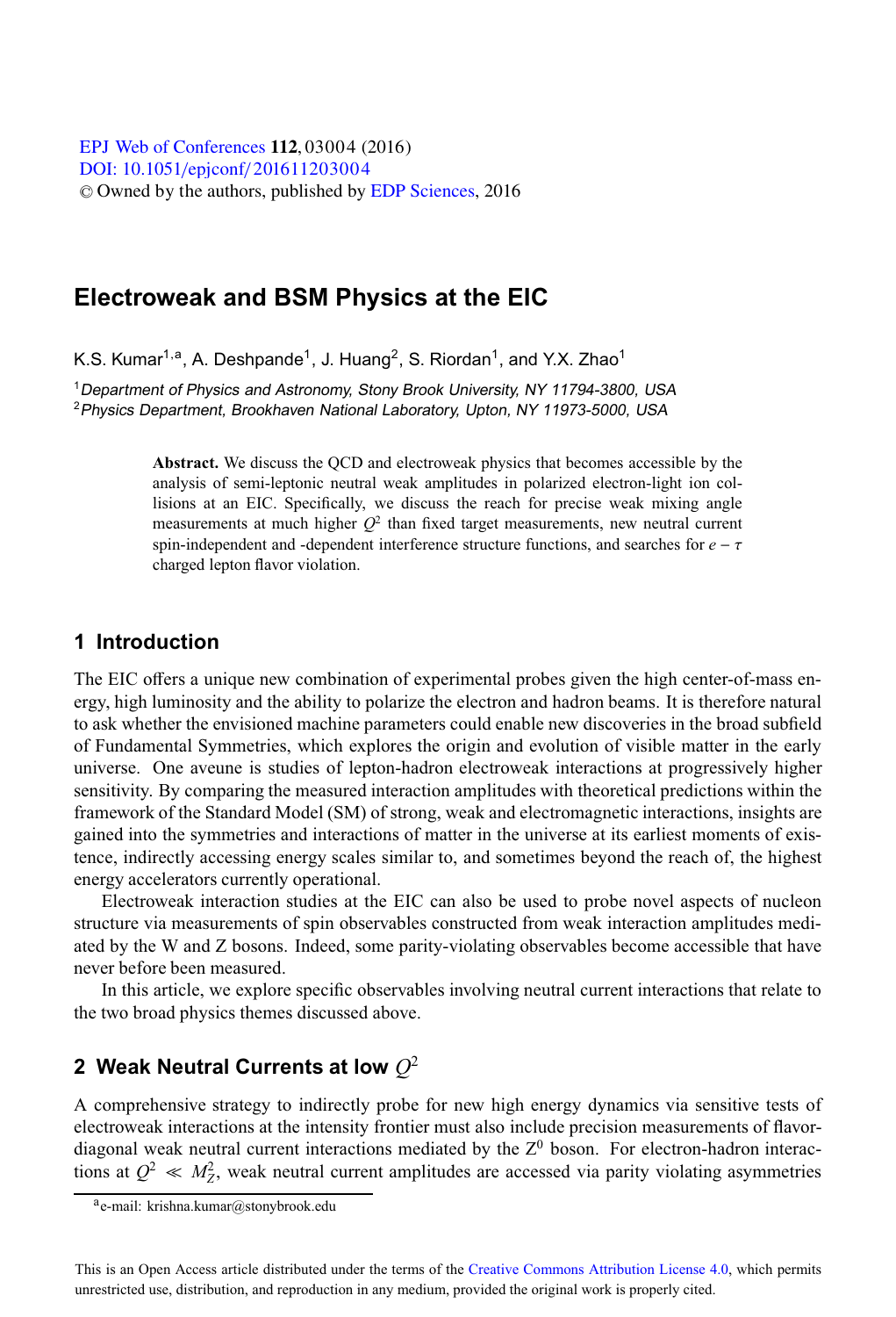# Electroweak and BSM Physics at the EIC

K.S. Kumar[1,a], A. Deshpande[1], J. Huang[2], S. Riordan[1], and Y.X. Zhao[1]

[1]*Department of Physics and Astronomy, Stony Brook University, NY 11794-3800, USA*
[2]*Physics Department, Brookhaven National Laboratory, Upton, NY 11973-5000, USA*

**Abstract.** We discuss the QCD and electroweak physics that becomes accessible by the analysis of semi-leptonic neutral weak amplitudes in polarized electron-light ion collisions at an EIC. Specifically, we discuss the reach for precise weak mixing angle measurements at much higher $Q^2$ than fixed target measurements, new neutral current spin-independent and -dependent interference structure functions, and searches for $e - \tau$ charged lepton flavor violation.

## 1 Introduction

The EIC offers a unique new combination of experimental probes given the high center-of-mass energy, high luminosity and the ability to polarize the electron and hadron beams. It is therefore natural to ask whether the envisioned machine parameters could enable new discoveries in the broad subfield of Fundamental Symmetries, which explores the origin and evolution of visible matter in the early universe. One aveune is studies of lepton-hadron electroweak interactions at progressively higher sensitivity. By comparing the measured interaction amplitudes with theoretical predictions within the framework of the Standard Model (SM) of strong, weak and electromagnetic interactions, insights are gained into the symmetries and interactions of matter in the universe at its earliest moments of existence, indirectly accessing energy scales similar to, and sometimes beyond the reach of, the highest energy accelerators currently operational.

Electroweak interaction studies at the EIC can also be used to probe novel aspects of nucleon structure via measurements of spin observables constructed from weak interaction amplitudes mediated by the W and Z bosons. Indeed, some parity-violating observables become accessible that have never before been measured.

In this article, we explore specific observables involving neutral current interactions that relate to the two broad physics themes discussed above.

## 2 Weak Neutral Currents at low $Q^2$

A comprehensive strategy to indirectly probe for new high energy dynamics via sensitive tests of electroweak interactions at the intensity frontier must also include precision measurements of flavor-diagonal weak neutral current interactions mediated by the $Z^0$ boson. For electron-hadron interactions at $Q^2 \ll M_Z^2$, weak neutral current amplitudes are accessed via parity violating asymmetries

[a]e-mail: krishna.kumar@stonybrook.edu

This is an Open Access article distributed under the terms of the Creative Commons Attribution License 4.0, which permits unrestricted use, distribution, and reproduction in any medium, provided the original work is properly cited.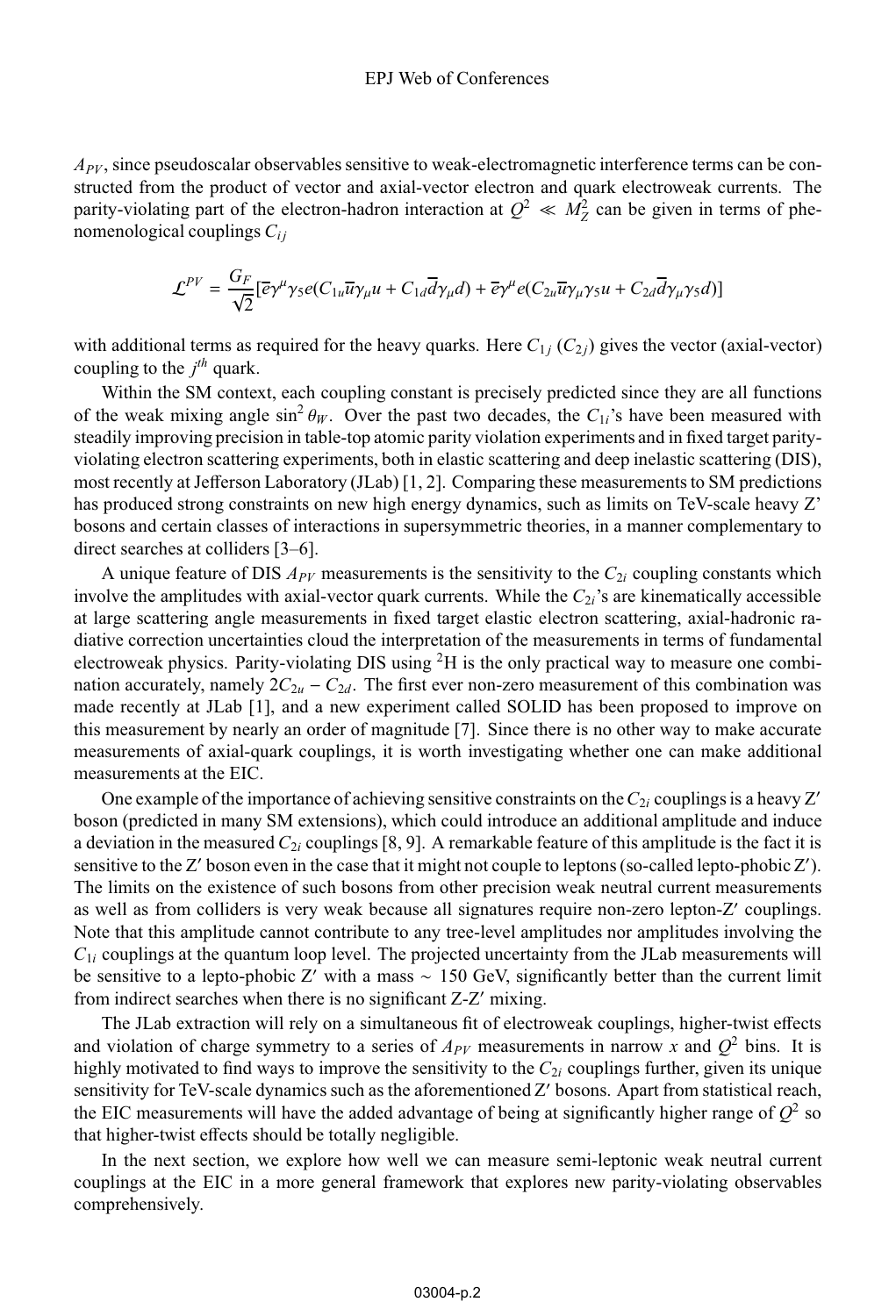$A_{PV}$, since pseudoscalar observables sensitive to weak-electromagnetic interference terms can be constructed from the product of vector and axial-vector electron and quark electroweak currents. The parity-violating part of the electron-hadron interaction at $Q^2 \ll M_Z^2$ can be given in terms of phenomenological couplings $C_{ij}$

$$\mathcal{L}^{PV} = \frac{G_F}{\sqrt{2}}[\bar{e}\gamma^\mu\gamma_5 e(C_{1u}\bar{u}\gamma_\mu u + C_{1d}\bar{d}\gamma_\mu d) + \bar{e}\gamma^\mu e(C_{2u}\bar{u}\gamma_\mu\gamma_5 u + C_{2d}\bar{d}\gamma_\mu\gamma_5 d)]$$

with additional terms as required for the heavy quarks. Here $C_{1j}$ ($C_{2j}$) gives the vector (axial-vector) coupling to the $j^{th}$ quark.

Within the SM context, each coupling constant is precisely predicted since they are all functions of the weak mixing angle $\sin^2\theta_W$. Over the past two decades, the $C_{1i}$'s have been measured with steadily improving precision in table-top atomic parity violation experiments and in fixed target parity-violating electron scattering experiments, both in elastic scattering and deep inelastic scattering (DIS), most recently at Jefferson Laboratory (JLab) [1, 2]. Comparing these measurements to SM predictions has produced strong constraints on new high energy dynamics, such as limits on TeV-scale heavy Z' bosons and certain classes of interactions in supersymmetric theories, in a manner complementary to direct searches at colliders [3–6].

A unique feature of DIS $A_{PV}$ measurements is the sensitivity to the $C_{2i}$ coupling constants which involve the amplitudes with axial-vector quark currents. While the $C_{2i}$'s are kinematically accessible at large scattering angle measurements in fixed target elastic electron scattering, axial-hadronic radiative correction uncertainties cloud the interpretation of the measurements in terms of fundamental electroweak physics. Parity-violating DIS using $^2$H is the only practical way to measure one combination accurately, namely $2C_{2u} - C_{2d}$. The first ever non-zero measurement of this combination was made recently at JLab [1], and a new experiment called SOLID has been proposed to improve on this measurement by nearly an order of magnitude [7]. Since there is no other way to make accurate measurements of axial-quark couplings, it is worth investigating whether one can make additional measurements at the EIC.

One example of the importance of achieving sensitive constraints on the $C_{2i}$ couplings is a heavy Z′ boson (predicted in many SM extensions), which could introduce an additional amplitude and induce a deviation in the measured $C_{2i}$ couplings [8, 9]. A remarkable feature of this amplitude is the fact it is sensitive to the Z′ boson even in the case that it might not couple to leptons (so-called lepto-phobic Z′). The limits on the existence of such bosons from other precision weak neutral current measurements as well as from colliders is very weak because all signatures require non-zero lepton-Z′ couplings. Note that this amplitude cannot contribute to any tree-level amplitudes nor amplitudes involving the $C_{1i}$ couplings at the quantum loop level. The projected uncertainty from the JLab measurements will be sensitive to a lepto-phobic Z′ with a mass $\sim$ 150 GeV, significantly better than the current limit from indirect searches when there is no significant Z-Z′ mixing.

The JLab extraction will rely on a simultaneous fit of electroweak couplings, higher-twist effects and violation of charge symmetry to a series of $A_{PV}$ measurements in narrow $x$ and $Q^2$ bins. It is highly motivated to find ways to improve the sensitivity to the $C_{2i}$ couplings further, given its unique sensitivity for TeV-scale dynamics such as the aforementioned Z′ bosons. Apart from statistical reach, the EIC measurements will have the added advantage of being at significantly higher range of $Q^2$ so that higher-twist effects should be totally negligible.

In the next section, we explore how well we can measure semi-leptonic weak neutral current couplings at the EIC in a more general framework that explores new parity-violating observables comprehensively.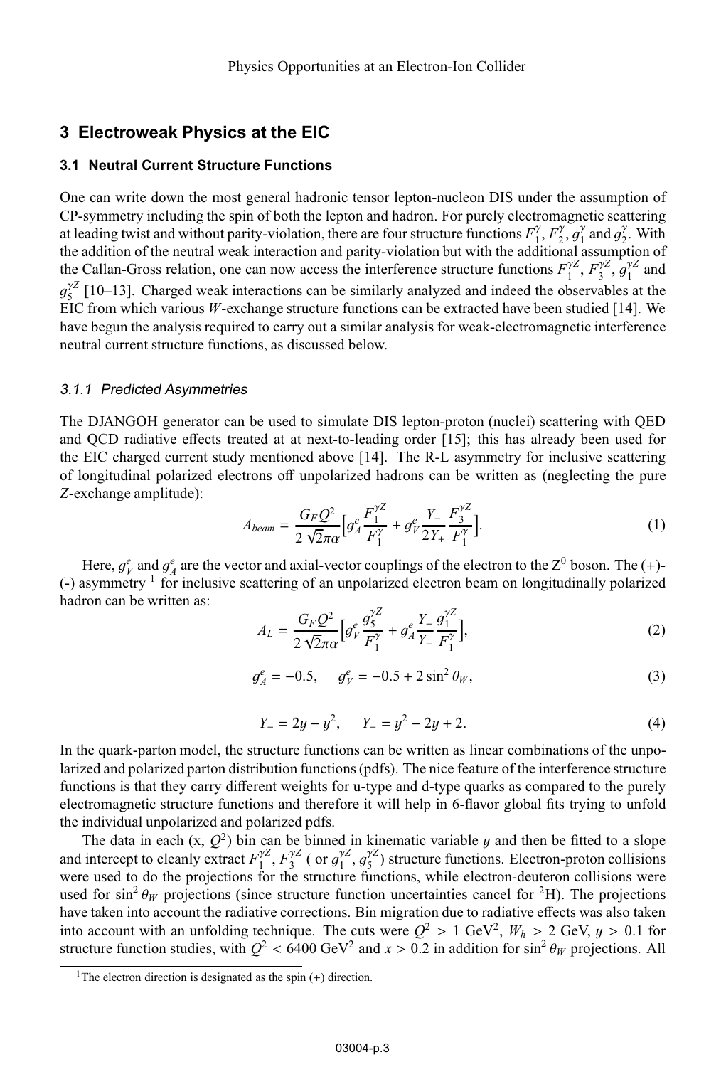## 3 Electroweak Physics at the EIC

### 3.1 Neutral Current Structure Functions

One can write down the most general hadronic tensor lepton-nucleon DIS under the assumption of CP-symmetry including the spin of both the lepton and hadron. For purely electromagnetic scattering at leading twist and without parity-violation, there are four structure functions $F_1^\gamma$, $F_2^\gamma$, $g_1^\gamma$ and $g_2^\gamma$. With the addition of the neutral weak interaction and parity-violation but with the additional assumption of the Callan-Gross relation, one can now access the interference structure functions $F_1^{\gamma Z}$, $F_3^{\gamma Z}$, $g_1^{\gamma Z}$ and $g_5^{\gamma Z}$ [10–13]. Charged weak interactions can be similarly analyzed and indeed the observables at the EIC from which various $W$-exchange structure functions can be extracted have been studied [14]. We have begun the analysis required to carry out a similar analysis for weak-electromagnetic interference neutral current structure functions, as discussed below.

#### 3.1.1 Predicted Asymmetries

The DJANGOH generator can be used to simulate DIS lepton-proton (nuclei) scattering with QED and QCD radiative effects treated at at next-to-leading order [15]; this has already been used for the EIC charged current study mentioned above [14]. The R-L asymmetry for inclusive scattering of longitudinal polarized electrons off unpolarized hadrons can be written as (neglecting the pure $Z$-exchange amplitude):

$$A_{beam} = \frac{G_F Q^2}{2\sqrt{2}\pi\alpha}\Big[g_A^e \frac{F_1^{\gamma Z}}{F_1^\gamma} + g_V^e \frac{Y_-}{2Y_+}\frac{F_3^{\gamma Z}}{F_1^\gamma}\Big]. \tag{1}$$

Here, $g_V^e$ and $g_A^e$ are the vector and axial-vector couplings of the electron to the $Z^0$ boson. The (+)-(-) asymmetry [1] for inclusive scattering of an unpolarized electron beam on longitudinally polarized hadron can be written as:

$$A_L = \frac{G_F Q^2}{2\sqrt{2}\pi\alpha}\Big[g_V^e \frac{g_5^{\gamma Z}}{F_1^\gamma} + g_A^e \frac{Y_-}{Y_+}\frac{g_1^{\gamma Z}}{F_1^\gamma}\Big], \tag{2}$$

$$g_A^e = -0.5, \quad g_V^e = -0.5 + 2\sin^2\theta_W, \tag{3}$$

$$Y_- = 2y - y^2, \quad Y_+ = y^2 - 2y + 2. \tag{4}$$

In the quark-parton model, the structure functions can be written as linear combinations of the unpolarized and polarized parton distribution functions (pdfs). The nice feature of the interference structure functions is that they carry different weights for u-type and d-type quarks as compared to the purely electromagnetic structure functions and therefore it will help in 6-flavor global fits trying to unfold the individual unpolarized and polarized pdfs.

The data in each (x, $Q^2$) bin can be binned in kinematic variable $y$ and then be fitted to a slope and intercept to cleanly extract $F_1^{\gamma Z}$, $F_3^{\gamma Z}$ ( or $g_1^{\gamma Z}$, $g_5^{\gamma Z}$) structure functions. Electron-proton collisions were used to do the projections for the structure functions, while electron-deuteron collisions were used for $\sin^2\theta_W$ projections (since structure function uncertainties cancel for $^2$H). The projections have taken into account the radiative corrections. Bin migration due to radiative effects was also taken into account with an unfolding technique. The cuts were $Q^2 > 1$ GeV$^2$, $W_h > 2$ GeV, $y > 0.1$ for structure function studies, with $Q^2 < 6400$ GeV$^2$ and $x > 0.2$ in addition for $\sin^2\theta_W$ projections. All

[1] The electron direction is designated as the spin (+) direction.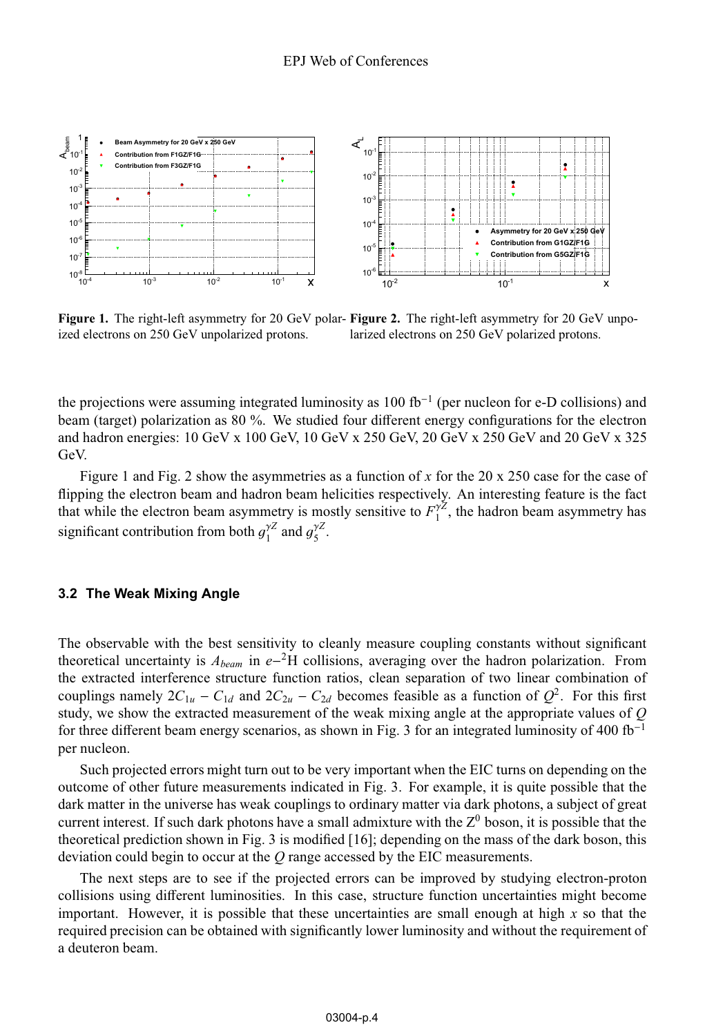**Figure 1.** The right-left asymmetry for 20 GeV polarized electrons on 250 GeV unpolarized protons.

**Figure 2.** The right-left asymmetry for 20 GeV unpolarized electrons on 250 GeV polarized protons.

the projections were assuming integrated luminosity as 100 fb$^{-1}$ (per nucleon for e-D collisions) and beam (target) polarization as 80 %. We studied four different energy configurations for the electron and hadron energies: 10 GeV x 100 GeV, 10 GeV x 250 GeV, 20 GeV x 250 GeV and 20 GeV x 325 GeV.

Figure 1 and Fig. 2 show the asymmetries as a function of $x$ for the 20 x 250 case for the case of flipping the electron beam and hadron beam helicities respectively. An interesting feature is the fact that while the electron beam asymmetry is mostly sensitive to $F_1^{\gamma Z}$, the hadron beam asymmetry has significant contribution from both $g_1^{\gamma Z}$ and $g_5^{\gamma Z}$.

### 3.2 The Weak Mixing Angle

The observable with the best sensitivity to cleanly measure coupling constants without significant theoretical uncertainty is $A_{beam}$ in $e$–$^2$H collisions, averaging over the hadron polarization. From the extracted interference structure function ratios, clean separation of two linear combination of couplings namely $2C_{1u} - C_{1d}$ and $2C_{2u} - C_{2d}$ becomes feasible as a function of $Q^2$. For this first study, we show the extracted measurement of the weak mixing angle at the appropriate values of $Q$ for three different beam energy scenarios, as shown in Fig. 3 for an integrated luminosity of 400 fb$^{-1}$ per nucleon.

Such projected errors might turn out to be very important when the EIC turns on depending on the outcome of other future measurements indicated in Fig. 3. For example, it is quite possible that the dark matter in the universe has weak couplings to ordinary matter via dark photons, a subject of great current interest. If such dark photons have a small admixture with the $Z^0$ boson, it is possible that the theoretical prediction shown in Fig. 3 is modified [16]; depending on the mass of the dark boson, this deviation could begin to occur at the $Q$ range accessed by the EIC measurements.

The next steps are to see if the projected errors can be improved by studying electron-proton collisions using different luminosities. In this case, structure function uncertainties might become important. However, it is possible that these uncertainties are small enough at high $x$ so that the required precision can be obtained with significantly lower luminosity and without the requirement of a deuteron beam.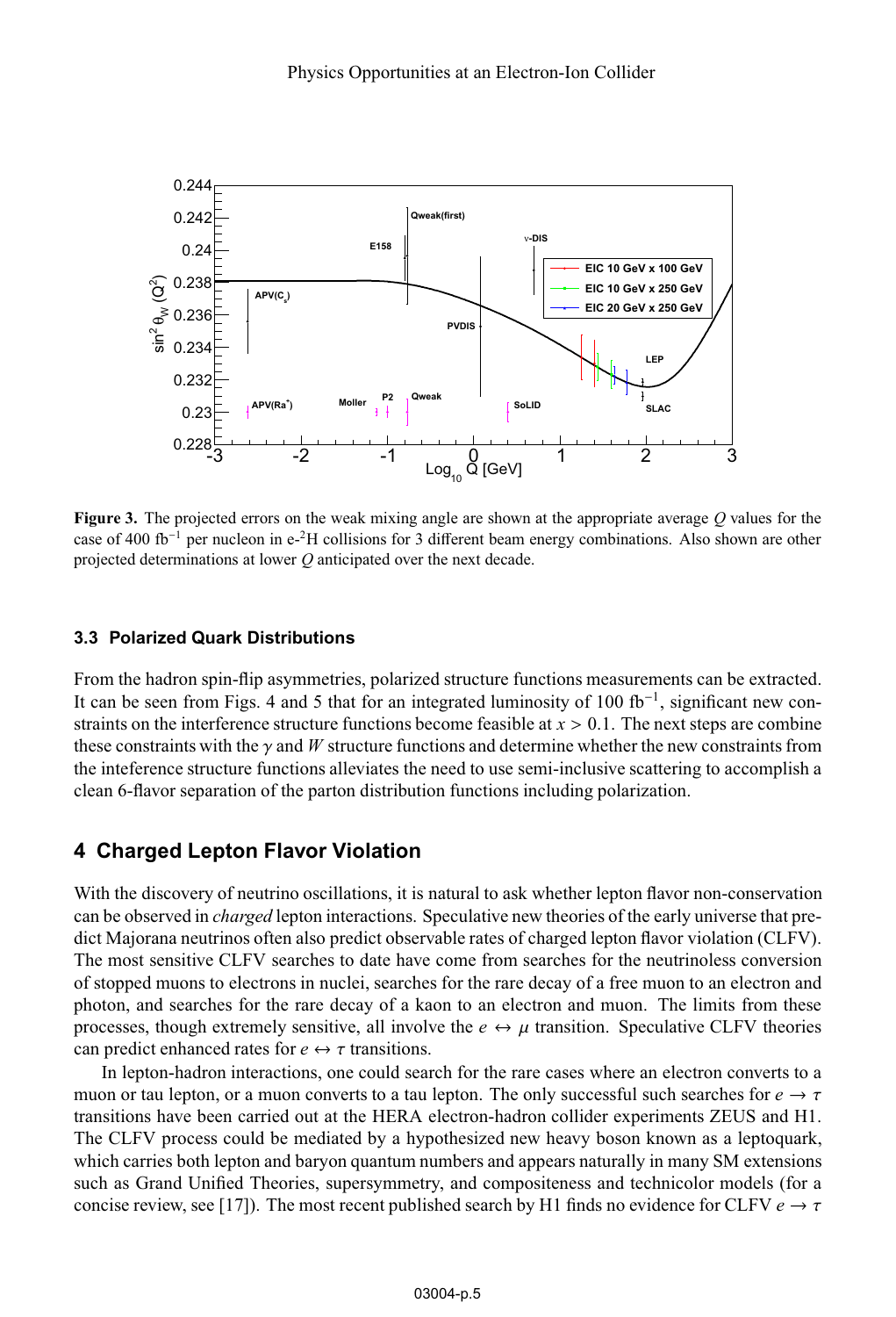**Figure 3.** The projected errors on the weak mixing angle are shown at the appropriate average $Q$ values for the case of 400 fb$^{-1}$ per nucleon in e-$^{2}$H collisions for 3 different beam energy combinations. Also shown are other projected determinations at lower $Q$ anticipated over the next decade.

### 3.3 Polarized Quark Distributions

From the hadron spin-flip asymmetries, polarized structure functions measurements can be extracted. It can be seen from Figs. 4 and 5 that for an integrated luminosity of 100 fb$^{-1}$, significant new constraints on the interference structure functions become feasible at $x > 0.1$. The next steps are combine these constraints with the $\gamma$ and $W$ structure functions and determine whether the new constraints from the inteference structure functions alleviates the need to use semi-inclusive scattering to accomplish a clean 6-flavor separation of the parton distribution functions including polarization.

## 4 Charged Lepton Flavor Violation

With the discovery of neutrino oscillations, it is natural to ask whether lepton flavor non-conservation can be observed in *charged* lepton interactions. Speculative new theories of the early universe that predict Majorana neutrinos often also predict observable rates of charged lepton flavor violation (CLFV). The most sensitive CLFV searches to date have come from searches for the neutrinoless conversion of stopped muons to electrons in nuclei, searches for the rare decay of a free muon to an electron and photon, and searches for the rare decay of a kaon to an electron and muon. The limits from these processes, though extremely sensitive, all involve the $e \leftrightarrow \mu$ transition. Speculative CLFV theories can predict enhanced rates for $e \leftrightarrow \tau$ transitions.

In lepton-hadron interactions, one could search for the rare cases where an electron converts to a muon or tau lepton, or a muon converts to a tau lepton. The only successful such searches for $e \rightarrow \tau$ transitions have been carried out at the HERA electron-hadron collider experiments ZEUS and H1. The CLFV process could be mediated by a hypothesized new heavy boson known as a leptoquark, which carries both lepton and baryon quantum numbers and appears naturally in many SM extensions such as Grand Unified Theories, supersymmetry, and compositeness and technicolor models (for a concise review, see [17]). The most recent published search by H1 finds no evidence for CLFV $e \rightarrow \tau$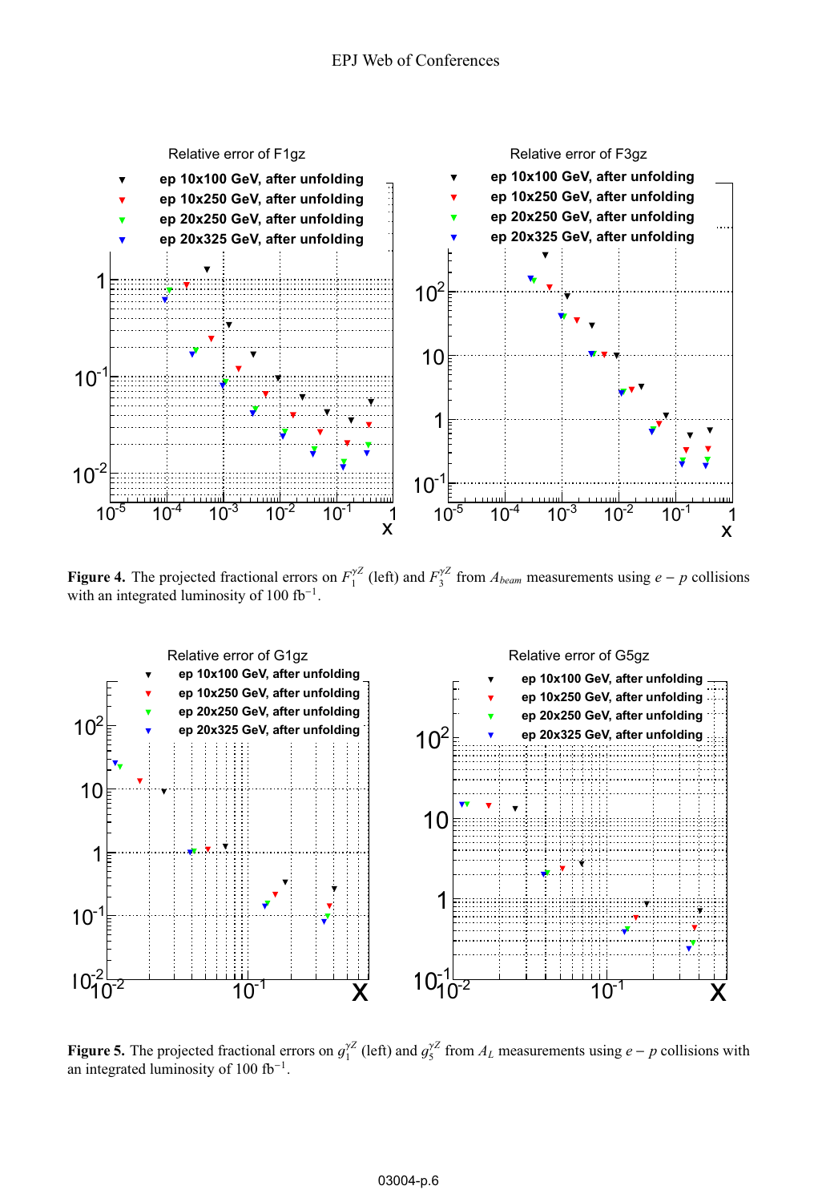**Figure 4.** The projected fractional errors on $F_1^{\gamma Z}$ (left) and $F_3^{\gamma Z}$ from $A_{beam}$ measurements using $e-p$ collisions with an integrated luminosity of 100 $\text{fb}^{-1}$.

**Figure 5.** The projected fractional errors on $g_1^{\gamma Z}$ (left) and $g_5^{\gamma Z}$ from $A_L$ measurements using $e-p$ collisions with an integrated luminosity of 100 $\text{fb}^{-1}$.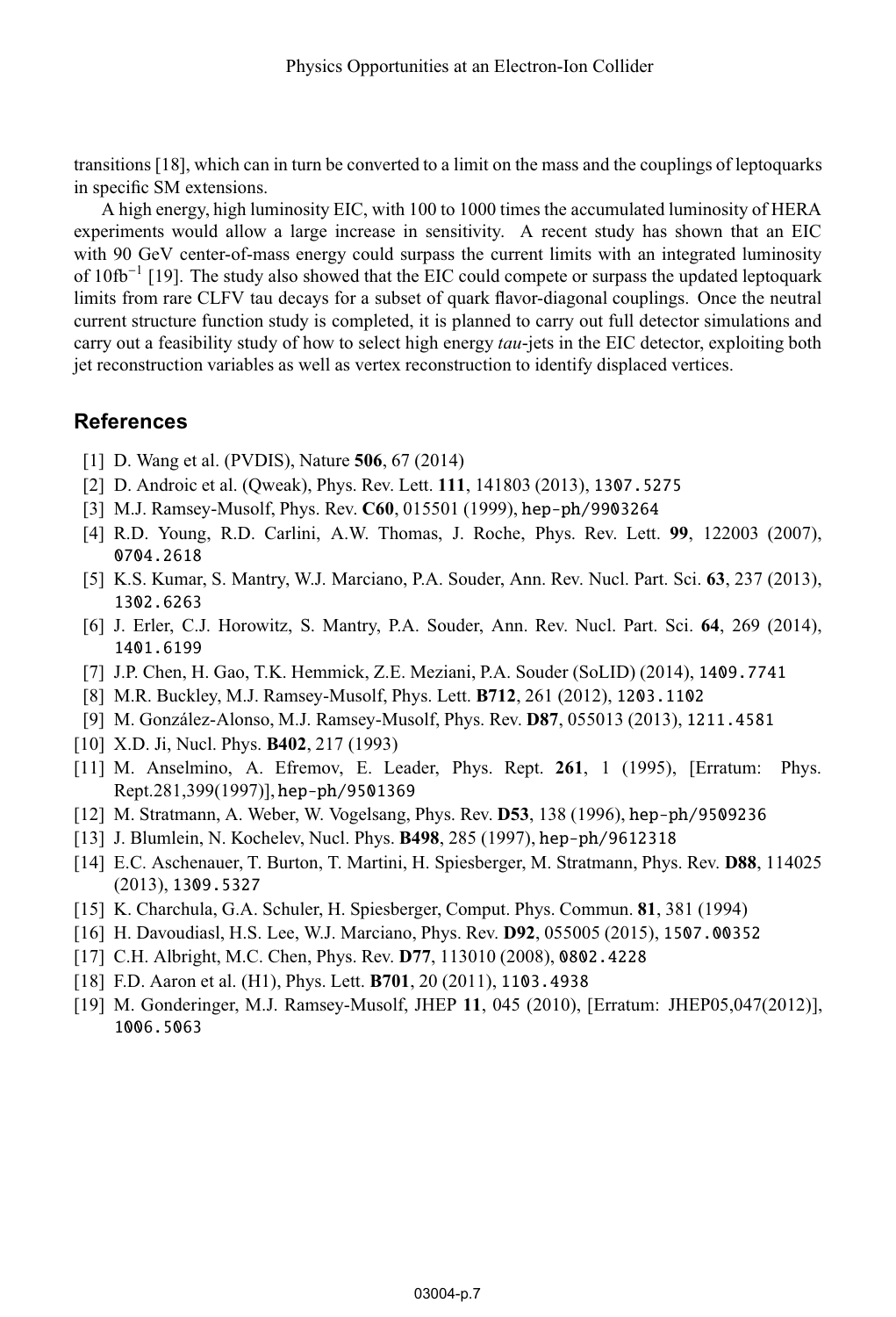transitions [18], which can in turn be converted to a limit on the mass and the couplings of leptoquarks in specific SM extensions.

A high energy, high luminosity EIC, with 100 to 1000 times the accumulated luminosity of HERA experiments would allow a large increase in sensitivity. A recent study has shown that an EIC with 90 GeV center-of-mass energy could surpass the current limits with an integrated luminosity of $10\text{fb}^{-1}$ [19]. The study also showed that the EIC could compete or surpass the updated leptoquark limits from rare CLFV tau decays for a subset of quark flavor-diagonal couplings. Once the neutral current structure function study is completed, it is planned to carry out full detector simulations and carry out a feasibility study of how to select high energy *tau*-jets in the EIC detector, exploiting both jet reconstruction variables as well as vertex reconstruction to identify displaced vertices.

## References

[1] D. Wang et al. (PVDIS), Nature **506**, 67 (2014)

[2] D. Androic et al. (Qweak), Phys. Rev. Lett. **111**, 141803 (2013), 1307.5275

[3] M.J. Ramsey-Musolf, Phys. Rev. **C60**, 015501 (1999), hep-ph/9903264

[4] R.D. Young, R.D. Carlini, A.W. Thomas, J. Roche, Phys. Rev. Lett. **99**, 122003 (2007), 0704.2618

[5] K.S. Kumar, S. Mantry, W.J. Marciano, P.A. Souder, Ann. Rev. Nucl. Part. Sci. **63**, 237 (2013), 1302.6263

[6] J. Erler, C.J. Horowitz, S. Mantry, P.A. Souder, Ann. Rev. Nucl. Part. Sci. **64**, 269 (2014), 1401.6199

[7] J.P. Chen, H. Gao, T.K. Hemmick, Z.E. Meziani, P.A. Souder (SoLID) (2014), 1409.7741

[8] M.R. Buckley, M.J. Ramsey-Musolf, Phys. Lett. **B712**, 261 (2012), 1203.1102

[9] M. González-Alonso, M.J. Ramsey-Musolf, Phys. Rev. **D87**, 055013 (2013), 1211.4581

[10] X.D. Ji, Nucl. Phys. **B402**, 217 (1993)

[11] M. Anselmino, A. Efremov, E. Leader, Phys. Rept. **261**, 1 (1995), [Erratum: Phys. Rept.281,399(1997)], hep-ph/9501369

[12] M. Stratmann, A. Weber, W. Vogelsang, Phys. Rev. **D53**, 138 (1996), hep-ph/9509236

[13] J. Blumlein, N. Kochelev, Nucl. Phys. **B498**, 285 (1997), hep-ph/9612318

[14] E.C. Aschenauer, T. Burton, T. Martini, H. Spiesberger, M. Stratmann, Phys. Rev. **D88**, 114025 (2013), 1309.5327

[15] K. Charchula, G.A. Schuler, H. Spiesberger, Comput. Phys. Commun. **81**, 381 (1994)

[16] H. Davoudiasl, H.S. Lee, W.J. Marciano, Phys. Rev. **D92**, 055005 (2015), 1507.00352

[17] C.H. Albright, M.C. Chen, Phys. Rev. **D77**, 113010 (2008), 0802.4228

[18] F.D. Aaron et al. (H1), Phys. Lett. **B701**, 20 (2011), 1103.4938

[19] M. Gonderinger, M.J. Ramsey-Musolf, JHEP **11**, 045 (2010), [Erratum: JHEP05,047(2012)], 1006.5063